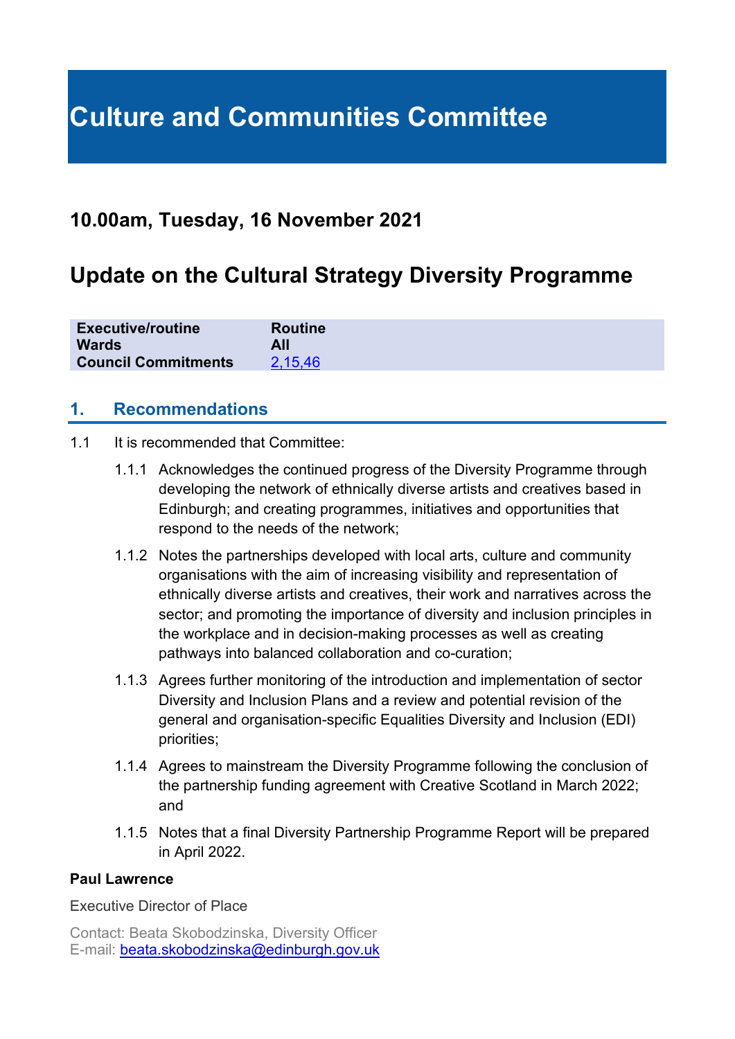# Culture and Communities Committee

## 10.00am, Tuesday, 16 November 2021

## Update on the Cultural Strategy Diversity Programme

| | |
|---|---|
| **Executive/routine** | **Routine** |
| **Wards** | **All** |
| **Council Commitments** | 2,15,46 |

## 1. Recommendations

1.1 It is recommended that Committee:

1.1.1 Acknowledges the continued progress of the Diversity Programme through developing the network of ethnically diverse artists and creatives based in Edinburgh; and creating programmes, initiatives and opportunities that respond to the needs of the network;

1.1.2 Notes the partnerships developed with local arts, culture and community organisations with the aim of increasing visibility and representation of ethnically diverse artists and creatives, their work and narratives across the sector; and promoting the importance of diversity and inclusion principles in the workplace and in decision-making processes as well as creating pathways into balanced collaboration and co-curation;

1.1.3 Agrees further monitoring of the introduction and implementation of sector Diversity and Inclusion Plans and a review and potential revision of the general and organisation-specific Equalities Diversity and Inclusion (EDI) priorities;

1.1.4 Agrees to mainstream the Diversity Programme following the conclusion of the partnership funding agreement with Creative Scotland in March 2022; and

1.1.5 Notes that a final Diversity Partnership Programme Report will be prepared in April 2022.

**Paul Lawrence**

Executive Director of Place

Contact: Beata Skobodzinska, Diversity Officer
E-mail: beata.skobodzinska@edinburgh.gov.uk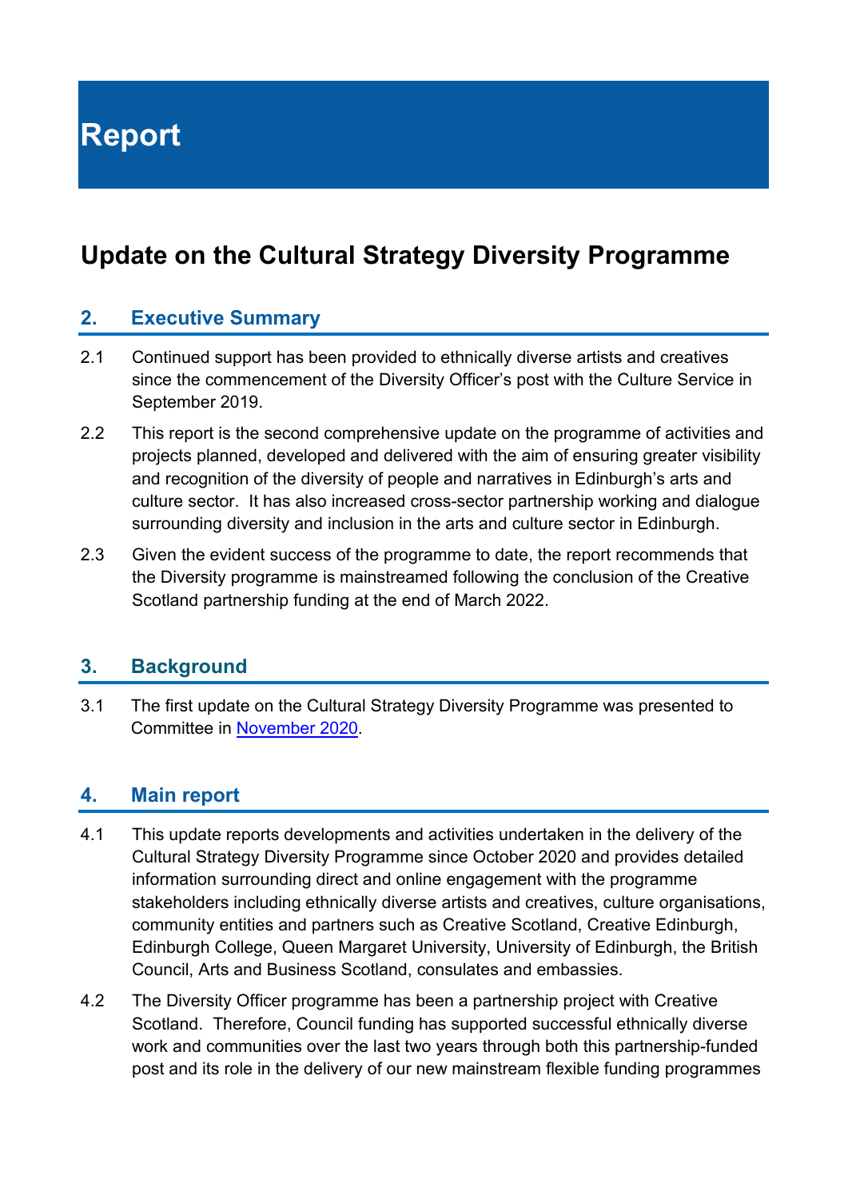# Report

## Update on the Cultural Strategy Diversity Programme

### 2. Executive Summary

2.1 Continued support has been provided to ethnically diverse artists and creatives since the commencement of the Diversity Officer's post with the Culture Service in September 2019.

2.2 This report is the second comprehensive update on the programme of activities and projects planned, developed and delivered with the aim of ensuring greater visibility and recognition of the diversity of people and narratives in Edinburgh's arts and culture sector. It has also increased cross-sector partnership working and dialogue surrounding diversity and inclusion in the arts and culture sector in Edinburgh.

2.3 Given the evident success of the programme to date, the report recommends that the Diversity programme is mainstreamed following the conclusion of the Creative Scotland partnership funding at the end of March 2022.

### 3. Background

3.1 The first update on the Cultural Strategy Diversity Programme was presented to Committee in [November 2020](#).

### 4. Main report

4.1 This update reports developments and activities undertaken in the delivery of the Cultural Strategy Diversity Programme since October 2020 and provides detailed information surrounding direct and online engagement with the programme stakeholders including ethnically diverse artists and creatives, culture organisations, community entities and partners such as Creative Scotland, Creative Edinburgh, Edinburgh College, Queen Margaret University, University of Edinburgh, the British Council, Arts and Business Scotland, consulates and embassies.

4.2 The Diversity Officer programme has been a partnership project with Creative Scotland. Therefore, Council funding has supported successful ethnically diverse work and communities over the last two years through both this partnership-funded post and its role in the delivery of our new mainstream flexible funding programmes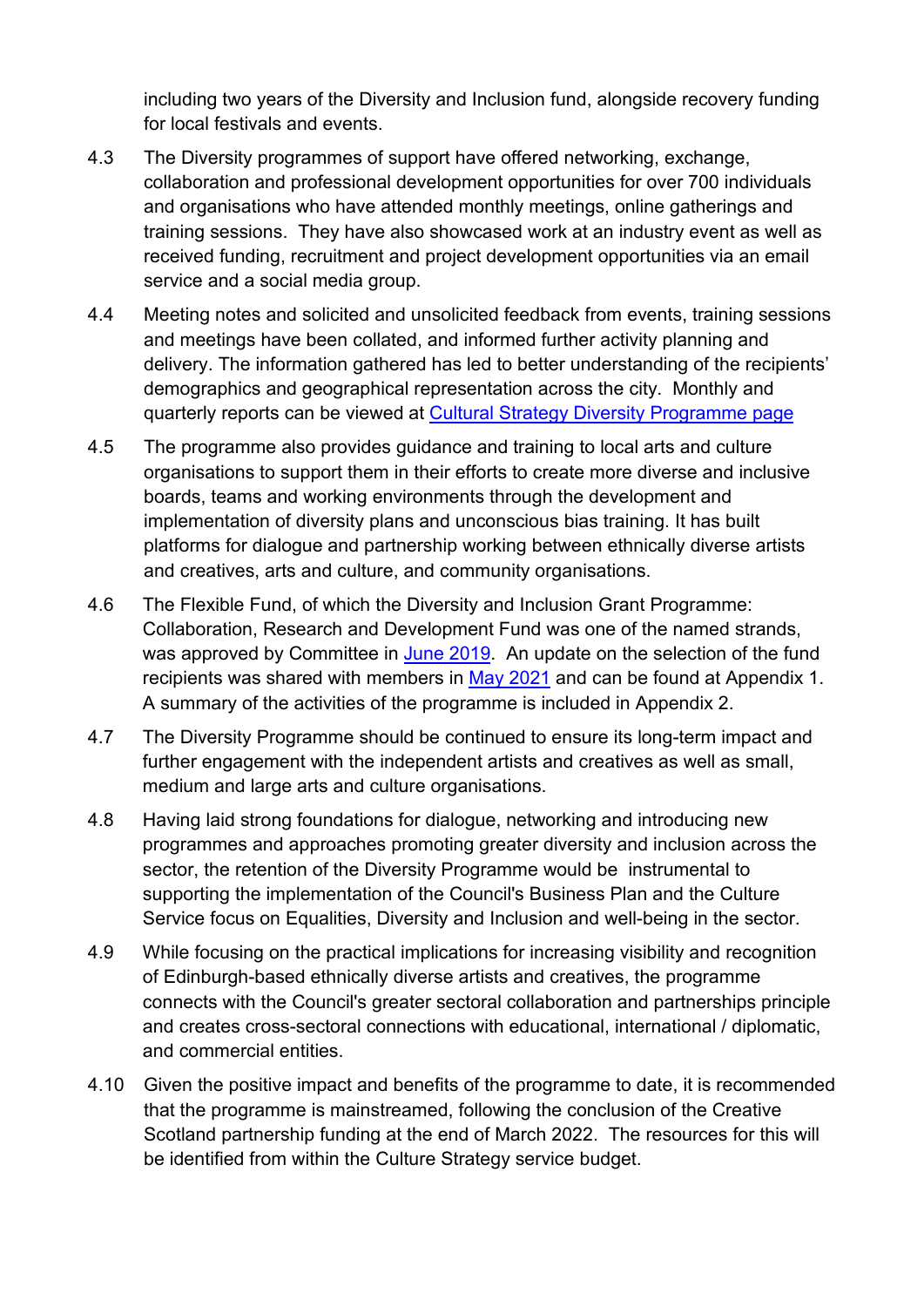including two years of the Diversity and Inclusion fund, alongside recovery funding for local festivals and events.

4.3 The Diversity programmes of support have offered networking, exchange, collaboration and professional development opportunities for over 700 individuals and organisations who have attended monthly meetings, online gatherings and training sessions. They have also showcased work at an industry event as well as received funding, recruitment and project development opportunities via an email service and a social media group.

4.4 Meeting notes and solicited and unsolicited feedback from events, training sessions and meetings have been collated, and informed further activity planning and delivery. The information gathered has led to better understanding of the recipients' demographics and geographical representation across the city. Monthly and quarterly reports can be viewed at Cultural Strategy Diversity Programme page

4.5 The programme also provides guidance and training to local arts and culture organisations to support them in their efforts to create more diverse and inclusive boards, teams and working environments through the development and implementation of diversity plans and unconscious bias training. It has built platforms for dialogue and partnership working between ethnically diverse artists and creatives, arts and culture, and community organisations.

4.6 The Flexible Fund, of which the Diversity and Inclusion Grant Programme: Collaboration, Research and Development Fund was one of the named strands, was approved by Committee in June 2019. An update on the selection of the fund recipients was shared with members in May 2021 and can be found at Appendix 1. A summary of the activities of the programme is included in Appendix 2.

4.7 The Diversity Programme should be continued to ensure its long-term impact and further engagement with the independent artists and creatives as well as small, medium and large arts and culture organisations.

4.8 Having laid strong foundations for dialogue, networking and introducing new programmes and approaches promoting greater diversity and inclusion across the sector, the retention of the Diversity Programme would be instrumental to supporting the implementation of the Council's Business Plan and the Culture Service focus on Equalities, Diversity and Inclusion and well-being in the sector.

4.9 While focusing on the practical implications for increasing visibility and recognition of Edinburgh-based ethnically diverse artists and creatives, the programme connects with the Council's greater sectoral collaboration and partnerships principle and creates cross-sectoral connections with educational, international / diplomatic, and commercial entities.

4.10 Given the positive impact and benefits of the programme to date, it is recommended that the programme is mainstreamed, following the conclusion of the Creative Scotland partnership funding at the end of March 2022. The resources for this will be identified from within the Culture Strategy service budget.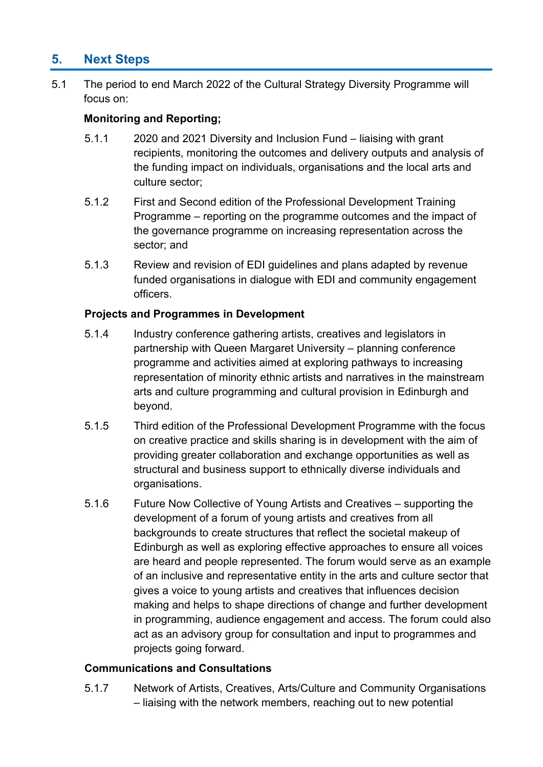## 5. Next Steps

5.1 The period to end March 2022 of the Cultural Strategy Diversity Programme will focus on:

**Monitoring and Reporting;**

5.1.1 2020 and 2021 Diversity and Inclusion Fund – liaising with grant recipients, monitoring the outcomes and delivery outputs and analysis of the funding impact on individuals, organisations and the local arts and culture sector;

5.1.2 First and Second edition of the Professional Development Training Programme – reporting on the programme outcomes and the impact of the governance programme on increasing representation across the sector; and

5.1.3 Review and revision of EDI guidelines and plans adapted by revenue funded organisations in dialogue with EDI and community engagement officers.

**Projects and Programmes in Development**

5.1.4 Industry conference gathering artists, creatives and legislators in partnership with Queen Margaret University – planning conference programme and activities aimed at exploring pathways to increasing representation of minority ethnic artists and narratives in the mainstream arts and culture programming and cultural provision in Edinburgh and beyond.

5.1.5 Third edition of the Professional Development Programme with the focus on creative practice and skills sharing is in development with the aim of providing greater collaboration and exchange opportunities as well as structural and business support to ethnically diverse individuals and organisations.

5.1.6 Future Now Collective of Young Artists and Creatives – supporting the development of a forum of young artists and creatives from all backgrounds to create structures that reflect the societal makeup of Edinburgh as well as exploring effective approaches to ensure all voices are heard and people represented. The forum would serve as an example of an inclusive and representative entity in the arts and culture sector that gives a voice to young artists and creatives that influences decision making and helps to shape directions of change and further development in programming, audience engagement and access. The forum could also act as an advisory group for consultation and input to programmes and projects going forward.

**Communications and Consultations**

5.1.7 Network of Artists, Creatives, Arts/Culture and Community Organisations – liaising with the network members, reaching out to new potential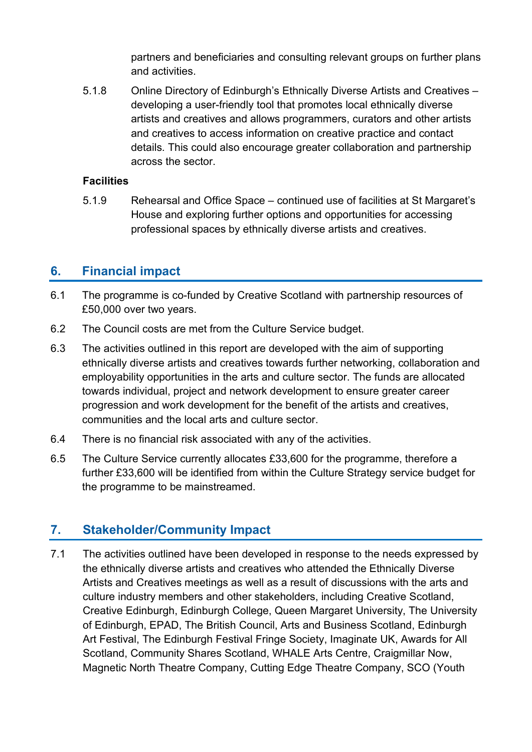partners and beneficiaries and consulting relevant groups on further plans and activities.

5.1.8 Online Directory of Edinburgh's Ethnically Diverse Artists and Creatives – developing a user-friendly tool that promotes local ethnically diverse artists and creatives and allows programmers, curators and other artists and creatives to access information on creative practice and contact details. This could also encourage greater collaboration and partnership across the sector.

**Facilities**

5.1.9 Rehearsal and Office Space – continued use of facilities at St Margaret's House and exploring further options and opportunities for accessing professional spaces by ethnically diverse artists and creatives.

## 6. Financial impact

6.1 The programme is co-funded by Creative Scotland with partnership resources of £50,000 over two years.

6.2 The Council costs are met from the Culture Service budget.

6.3 The activities outlined in this report are developed with the aim of supporting ethnically diverse artists and creatives towards further networking, collaboration and employability opportunities in the arts and culture sector. The funds are allocated towards individual, project and network development to ensure greater career progression and work development for the benefit of the artists and creatives, communities and the local arts and culture sector.

6.4 There is no financial risk associated with any of the activities.

6.5 The Culture Service currently allocates £33,600 for the programme, therefore a further £33,600 will be identified from within the Culture Strategy service budget for the programme to be mainstreamed.

## 7. Stakeholder/Community Impact

7.1 The activities outlined have been developed in response to the needs expressed by the ethnically diverse artists and creatives who attended the Ethnically Diverse Artists and Creatives meetings as well as a result of discussions with the arts and culture industry members and other stakeholders, including Creative Scotland, Creative Edinburgh, Edinburgh College, Queen Margaret University, The University of Edinburgh, EPAD, The British Council, Arts and Business Scotland, Edinburgh Art Festival, The Edinburgh Festival Fringe Society, Imaginate UK, Awards for All Scotland, Community Shares Scotland, WHALE Arts Centre, Craigmillar Now, Magnetic North Theatre Company, Cutting Edge Theatre Company, SCO (Youth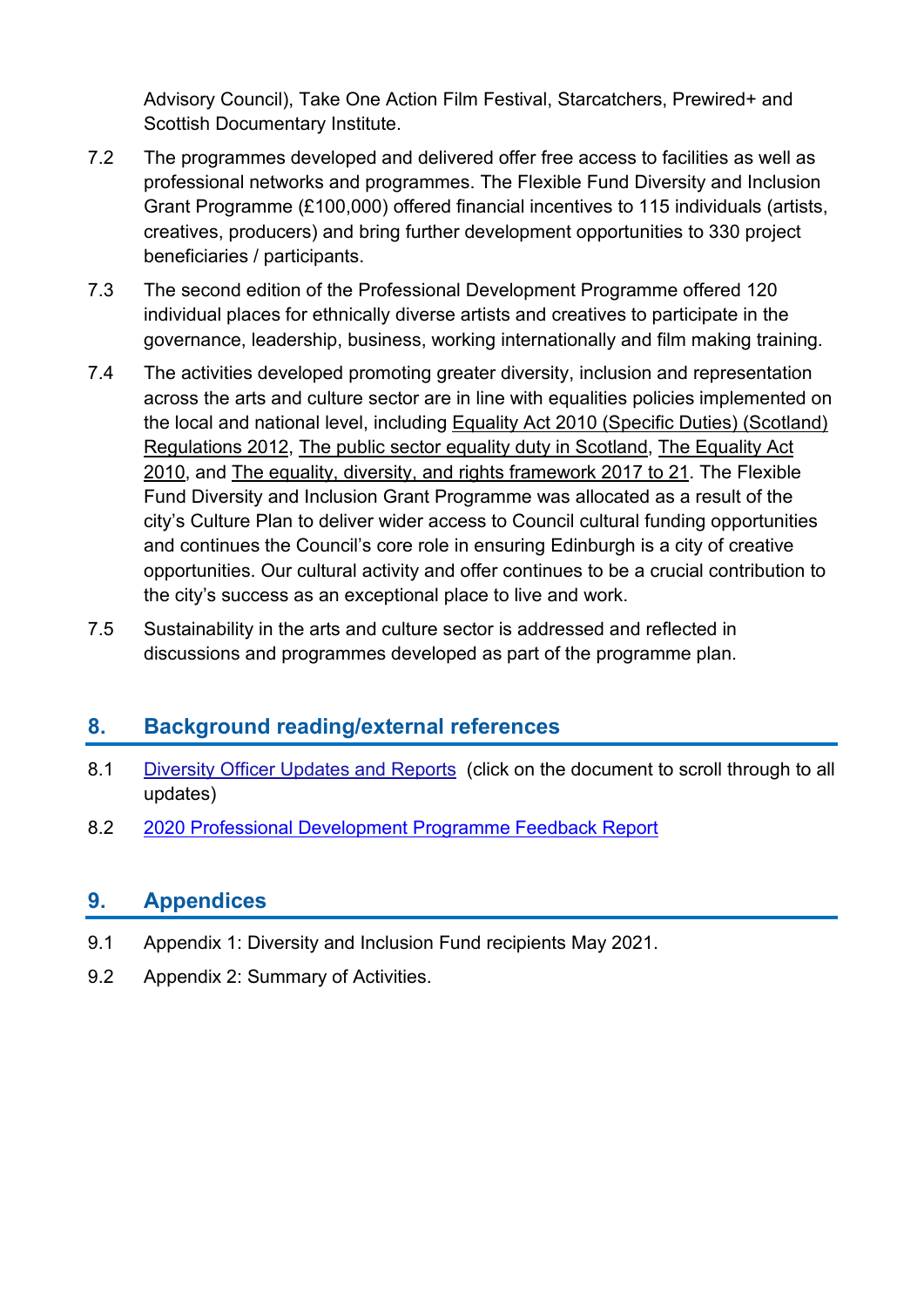Advisory Council), Take One Action Film Festival, Starcatchers, Prewired+ and Scottish Documentary Institute.

7.2 The programmes developed and delivered offer free access to facilities as well as professional networks and programmes. The Flexible Fund Diversity and Inclusion Grant Programme (£100,000) offered financial incentives to 115 individuals (artists, creatives, producers) and bring further development opportunities to 330 project beneficiaries / participants.

7.3 The second edition of the Professional Development Programme offered 120 individual places for ethnically diverse artists and creatives to participate in the governance, leadership, business, working internationally and film making training.

7.4 The activities developed promoting greater diversity, inclusion and representation across the arts and culture sector are in line with equalities policies implemented on the local and national level, including Equality Act 2010 (Specific Duties) (Scotland) Regulations 2012, The public sector equality duty in Scotland, The Equality Act 2010, and The equality, diversity, and rights framework 2017 to 21. The Flexible Fund Diversity and Inclusion Grant Programme was allocated as a result of the city's Culture Plan to deliver wider access to Council cultural funding opportunities and continues the Council's core role in ensuring Edinburgh is a city of creative opportunities. Our cultural activity and offer continues to be a crucial contribution to the city's success as an exceptional place to live and work.

7.5 Sustainability in the arts and culture sector is addressed and reflected in discussions and programmes developed as part of the programme plan.

## 8. Background reading/external references

8.1 Diversity Officer Updates and Reports (click on the document to scroll through to all updates)

8.2 2020 Professional Development Programme Feedback Report

## 9. Appendices

9.1 Appendix 1: Diversity and Inclusion Fund recipients May 2021.

9.2 Appendix 2: Summary of Activities.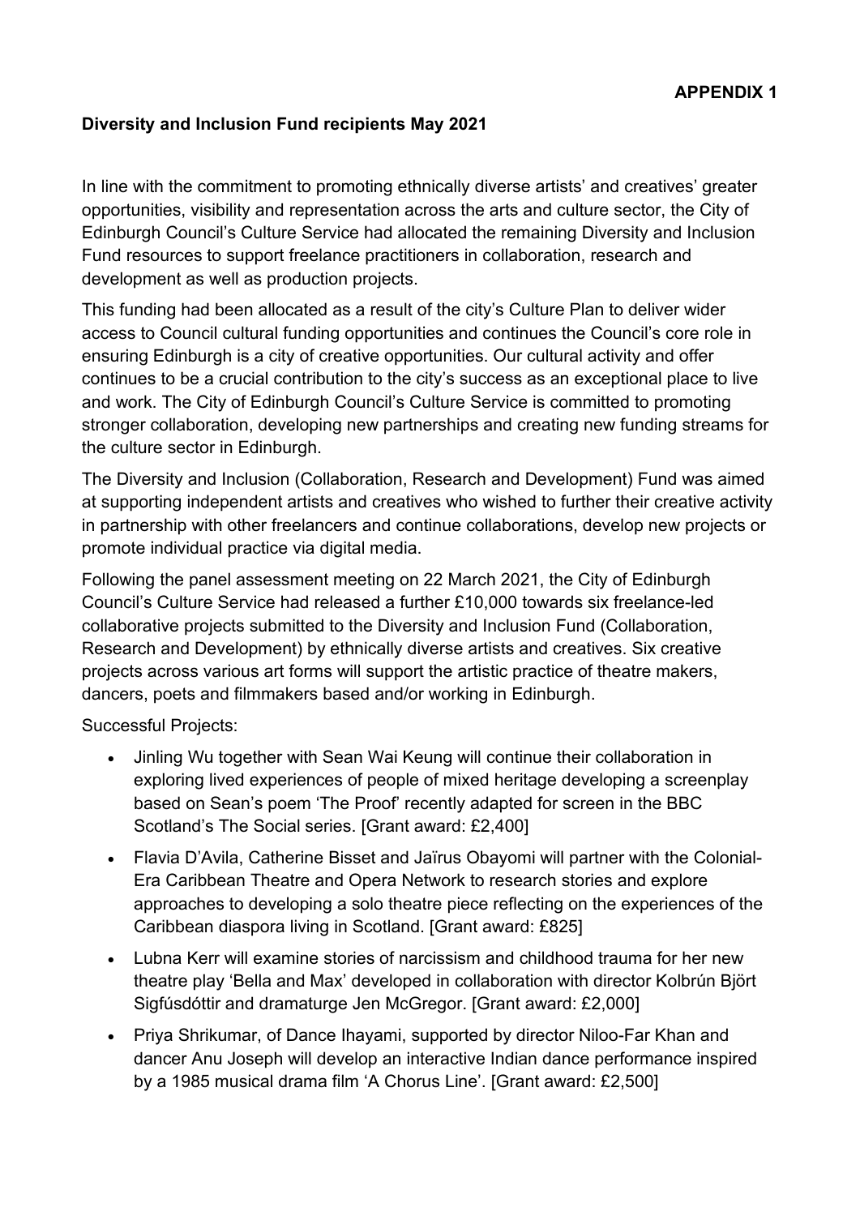**APPENDIX 1**

**Diversity and Inclusion Fund recipients May 2021**

In line with the commitment to promoting ethnically diverse artists' and creatives' greater opportunities, visibility and representation across the arts and culture sector, the City of Edinburgh Council's Culture Service had allocated the remaining Diversity and Inclusion Fund resources to support freelance practitioners in collaboration, research and development as well as production projects.

This funding had been allocated as a result of the city's Culture Plan to deliver wider access to Council cultural funding opportunities and continues the Council's core role in ensuring Edinburgh is a city of creative opportunities. Our cultural activity and offer continues to be a crucial contribution to the city's success as an exceptional place to live and work. The City of Edinburgh Council's Culture Service is committed to promoting stronger collaboration, developing new partnerships and creating new funding streams for the culture sector in Edinburgh.

The Diversity and Inclusion (Collaboration, Research and Development) Fund was aimed at supporting independent artists and creatives who wished to further their creative activity in partnership with other freelancers and continue collaborations, develop new projects or promote individual practice via digital media.

Following the panel assessment meeting on 22 March 2021, the City of Edinburgh Council's Culture Service had released a further £10,000 towards six freelance-led collaborative projects submitted to the Diversity and Inclusion Fund (Collaboration, Research and Development) by ethnically diverse artists and creatives. Six creative projects across various art forms will support the artistic practice of theatre makers, dancers, poets and filmmakers based and/or working in Edinburgh.

Successful Projects:

- Jinling Wu together with Sean Wai Keung will continue their collaboration in exploring lived experiences of people of mixed heritage developing a screenplay based on Sean's poem 'The Proof' recently adapted for screen in the BBC Scotland's The Social series. [Grant award: £2,400]
- Flavia D'Avila, Catherine Bisset and Jaïrus Obayomi will partner with the Colonial-Era Caribbean Theatre and Opera Network to research stories and explore approaches to developing a solo theatre piece reflecting on the experiences of the Caribbean diaspora living in Scotland. [Grant award: £825]
- Lubna Kerr will examine stories of narcissism and childhood trauma for her new theatre play 'Bella and Max' developed in collaboration with director Kolbrún Björt Sigfúsdóttir and dramaturge Jen McGregor. [Grant award: £2,000]
- Priya Shrikumar, of Dance Ihayami, supported by director Niloo-Far Khan and dancer Anu Joseph will develop an interactive Indian dance performance inspired by a 1985 musical drama film 'A Chorus Line'. [Grant award: £2,500]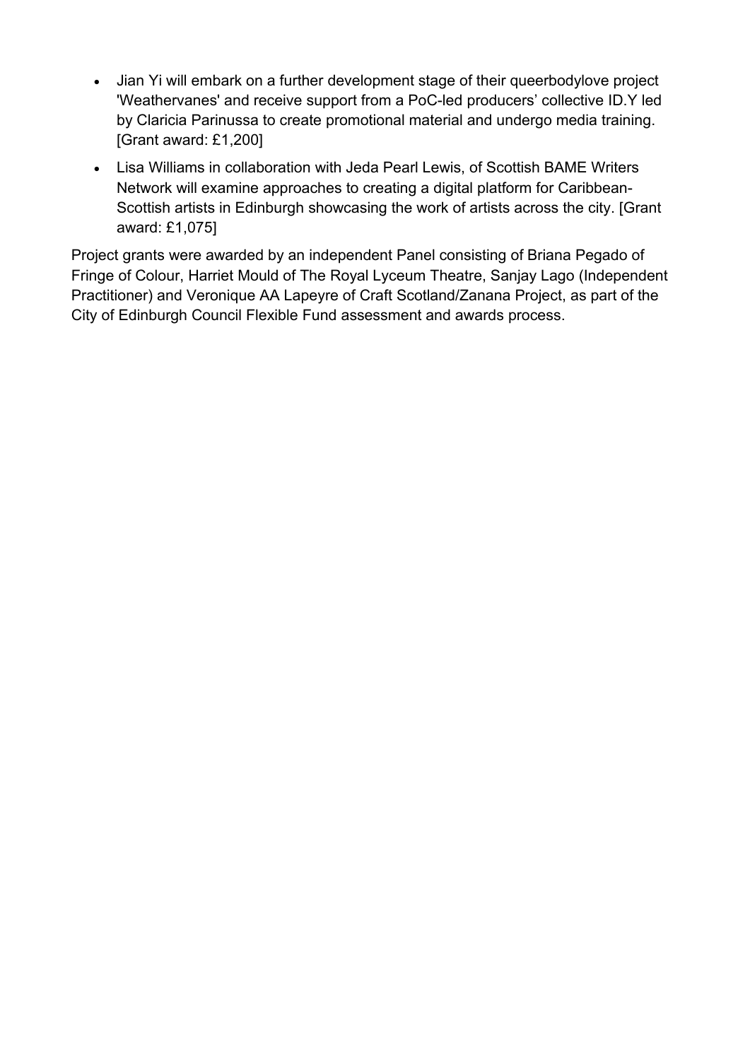- Jian Yi will embark on a further development stage of their queerbodylove project 'Weathervanes' and receive support from a PoC-led producers' collective ID.Y led by Claricia Parinussa to create promotional material and undergo media training. [Grant award: £1,200]
- Lisa Williams in collaboration with Jeda Pearl Lewis, of Scottish BAME Writers Network will examine approaches to creating a digital platform for Caribbean-Scottish artists in Edinburgh showcasing the work of artists across the city. [Grant award: £1,075]

Project grants were awarded by an independent Panel consisting of Briana Pegado of Fringe of Colour, Harriet Mould of The Royal Lyceum Theatre, Sanjay Lago (Independent Practitioner) and Veronique AA Lapeyre of Craft Scotland/Zanana Project, as part of the City of Edinburgh Council Flexible Fund assessment and awards process.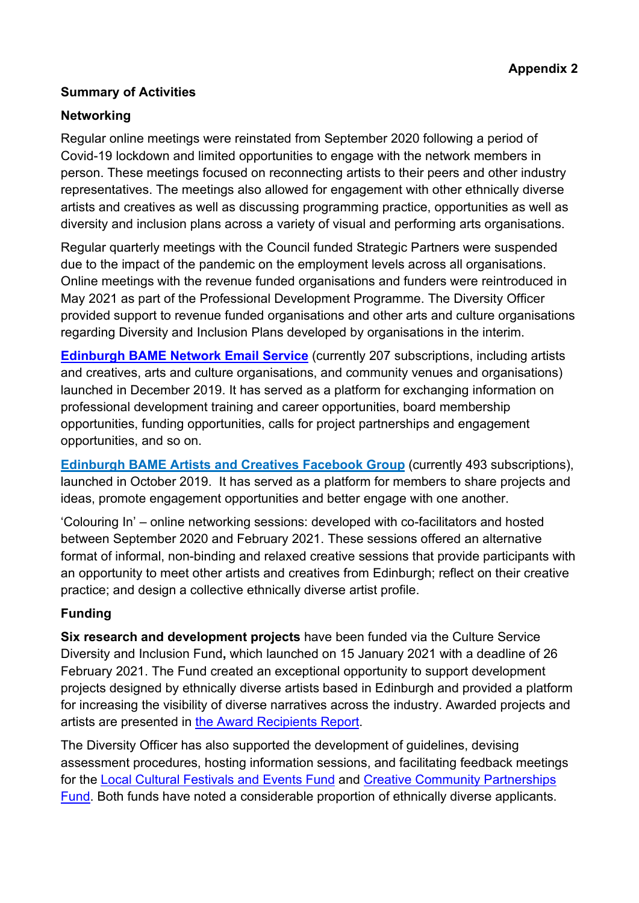**Appendix 2**

**Summary of Activities**

**Networking**

Regular online meetings were reinstated from September 2020 following a period of Covid-19 lockdown and limited opportunities to engage with the network members in person. These meetings focused on reconnecting artists to their peers and other industry representatives. The meetings also allowed for engagement with other ethnically diverse artists and creatives as well as discussing programming practice, opportunities as well as diversity and inclusion plans across a variety of visual and performing arts organisations.

Regular quarterly meetings with the Council funded Strategic Partners were suspended due to the impact of the pandemic on the employment levels across all organisations. Online meetings with the revenue funded organisations and funders were reintroduced in May 2021 as part of the Professional Development Programme. The Diversity Officer provided support to revenue funded organisations and other arts and culture organisations regarding Diversity and Inclusion Plans developed by organisations in the interim.

**Edinburgh BAME Network Email Service** (currently 207 subscriptions, including artists and creatives, arts and culture organisations, and community venues and organisations) launched in December 2019. It has served as a platform for exchanging information on professional development training and career opportunities, board membership opportunities, funding opportunities, calls for project partnerships and engagement opportunities, and so on.

**Edinburgh BAME Artists and Creatives Facebook Group** (currently 493 subscriptions), launched in October 2019. It has served as a platform for members to share projects and ideas, promote engagement opportunities and better engage with one another.

'Colouring In' – online networking sessions: developed with co-facilitators and hosted between September 2020 and February 2021. These sessions offered an alternative format of informal, non-binding and relaxed creative sessions that provide participants with an opportunity to meet other artists and creatives from Edinburgh; reflect on their creative practice; and design a collective ethnically diverse artist profile.

**Funding**

**Six research and development projects** have been funded via the Culture Service Diversity and Inclusion Fund**,** which launched on 15 January 2021 with a deadline of 26 February 2021. The Fund created an exceptional opportunity to support development projects designed by ethnically diverse artists based in Edinburgh and provided a platform for increasing the visibility of diverse narratives across the industry. Awarded projects and artists are presented in the Award Recipients Report.

The Diversity Officer has also supported the development of guidelines, devising assessment procedures, hosting information sessions, and facilitating feedback meetings for the Local Cultural Festivals and Events Fund and Creative Community Partnerships Fund. Both funds have noted a considerable proportion of ethnically diverse applicants.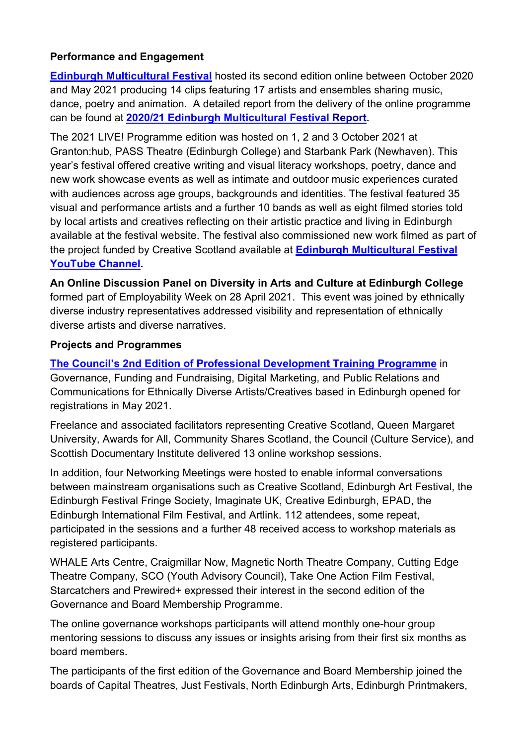**Performance and Engagement**

**Edinburgh Multicultural Festival** hosted its second edition online between October 2020 and May 2021 producing 14 clips featuring 17 artists and ensembles sharing music, dance, poetry and animation. A detailed report from the delivery of the online programme can be found at **2020/21 Edinburgh Multicultural Festival Report.**

The 2021 LIVE! Programme edition was hosted on 1, 2 and 3 October 2021 at Granton:hub, PASS Theatre (Edinburgh College) and Starbank Park (Newhaven). This year's festival offered creative writing and visual literacy workshops, poetry, dance and new work showcase events as well as intimate and outdoor music experiences curated with audiences across age groups, backgrounds and identities. The festival featured 35 visual and performance artists and a further 10 bands as well as eight filmed stories told by local artists and creatives reflecting on their artistic practice and living in Edinburgh available at the festival website. The festival also commissioned new work filmed as part of the project funded by Creative Scotland available at **Edinburgh Multicultural Festival YouTube Channel.**

**An Online Discussion Panel on Diversity in Arts and Culture at Edinburgh College** formed part of Employability Week on 28 April 2021. This event was joined by ethnically diverse industry representatives addressed visibility and representation of ethnically diverse artists and diverse narratives.

**Projects and Programmes**

**The Council's 2nd Edition of Professional Development Training Programme** in Governance, Funding and Fundraising, Digital Marketing, and Public Relations and Communications for Ethnically Diverse Artists/Creatives based in Edinburgh opened for registrations in May 2021.

Freelance and associated facilitators representing Creative Scotland, Queen Margaret University, Awards for All, Community Shares Scotland, the Council (Culture Service), and Scottish Documentary Institute delivered 13 online workshop sessions.

In addition, four Networking Meetings were hosted to enable informal conversations between mainstream organisations such as Creative Scotland, Edinburgh Art Festival, the Edinburgh Festival Fringe Society, Imaginate UK, Creative Edinburgh, EPAD, the Edinburgh International Film Festival, and Artlink. 112 attendees, some repeat, participated in the sessions and a further 48 received access to workshop materials as registered participants.

WHALE Arts Centre, Craigmillar Now, Magnetic North Theatre Company, Cutting Edge Theatre Company, SCO (Youth Advisory Council), Take One Action Film Festival, Starcatchers and Prewired+ expressed their interest in the second edition of the Governance and Board Membership Programme.

The online governance workshops participants will attend monthly one-hour group mentoring sessions to discuss any issues or insights arising from their first six months as board members.

The participants of the first edition of the Governance and Board Membership joined the boards of Capital Theatres, Just Festivals, North Edinburgh Arts, Edinburgh Printmakers,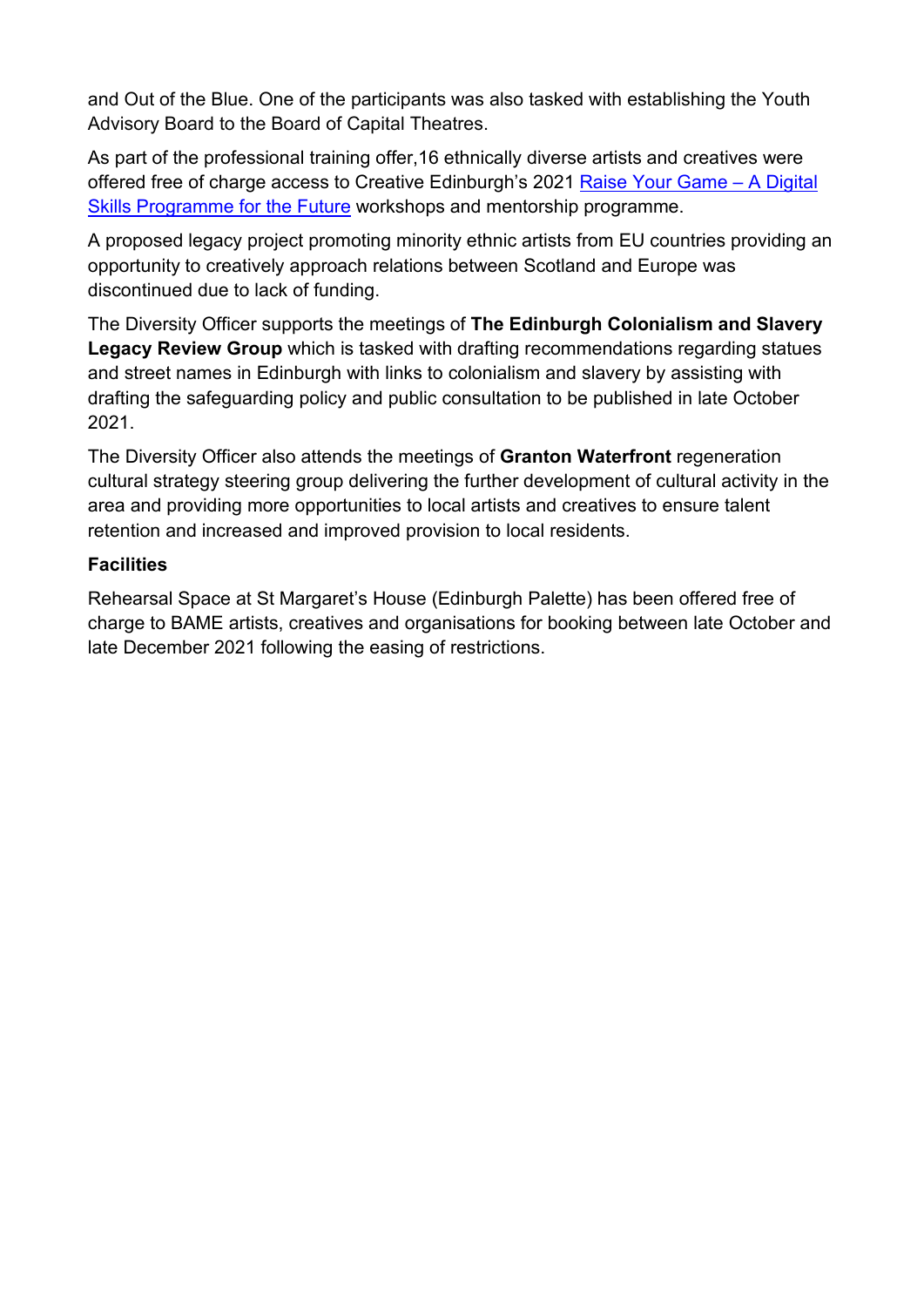and Out of the Blue. One of the participants was also tasked with establishing the Youth Advisory Board to the Board of Capital Theatres.

As part of the professional training offer,16 ethnically diverse artists and creatives were offered free of charge access to Creative Edinburgh's 2021 Raise Your Game – A Digital Skills Programme for the Future workshops and mentorship programme.

A proposed legacy project promoting minority ethnic artists from EU countries providing an opportunity to creatively approach relations between Scotland and Europe was discontinued due to lack of funding.

The Diversity Officer supports the meetings of **The Edinburgh Colonialism and Slavery Legacy Review Group** which is tasked with drafting recommendations regarding statues and street names in Edinburgh with links to colonialism and slavery by assisting with drafting the safeguarding policy and public consultation to be published in late October 2021.

The Diversity Officer also attends the meetings of **Granton Waterfront** regeneration cultural strategy steering group delivering the further development of cultural activity in the area and providing more opportunities to local artists and creatives to ensure talent retention and increased and improved provision to local residents.

**Facilities**

Rehearsal Space at St Margaret's House (Edinburgh Palette) has been offered free of charge to BAME artists, creatives and organisations for booking between late October and late December 2021 following the easing of restrictions.